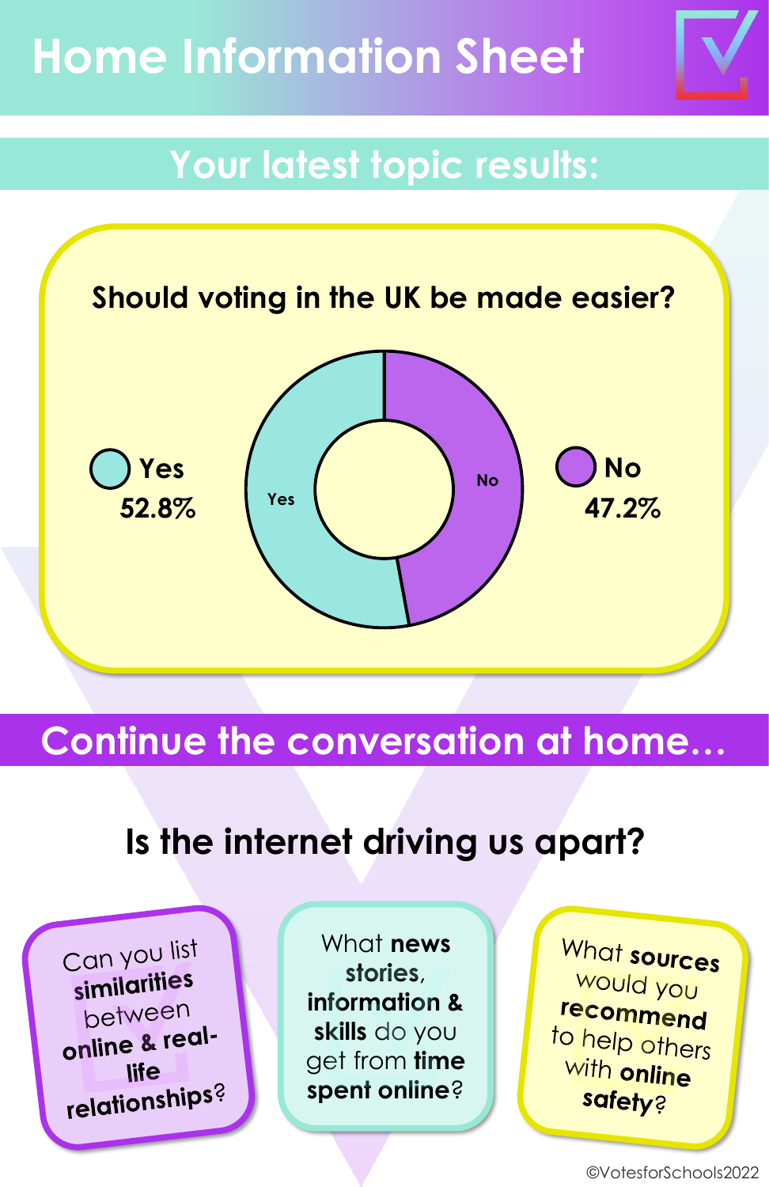# Home Information Sheet

## Your latest topic results:

**Should voting in the UK be made easier?**

| Response | Percentage |
| --- | --- |
| Yes | 52.8% |
| No | 47.2% |

## Continue the conversation at home…

### Is the internet driving us apart?

- Can you list **similarities** between **online & real-life relationships**?
- What **news stories**, **information & skills** do you get from **time spent online**?
- What **sources** would you **recommend** to help others with **online safety**?

©VotesforSchools2022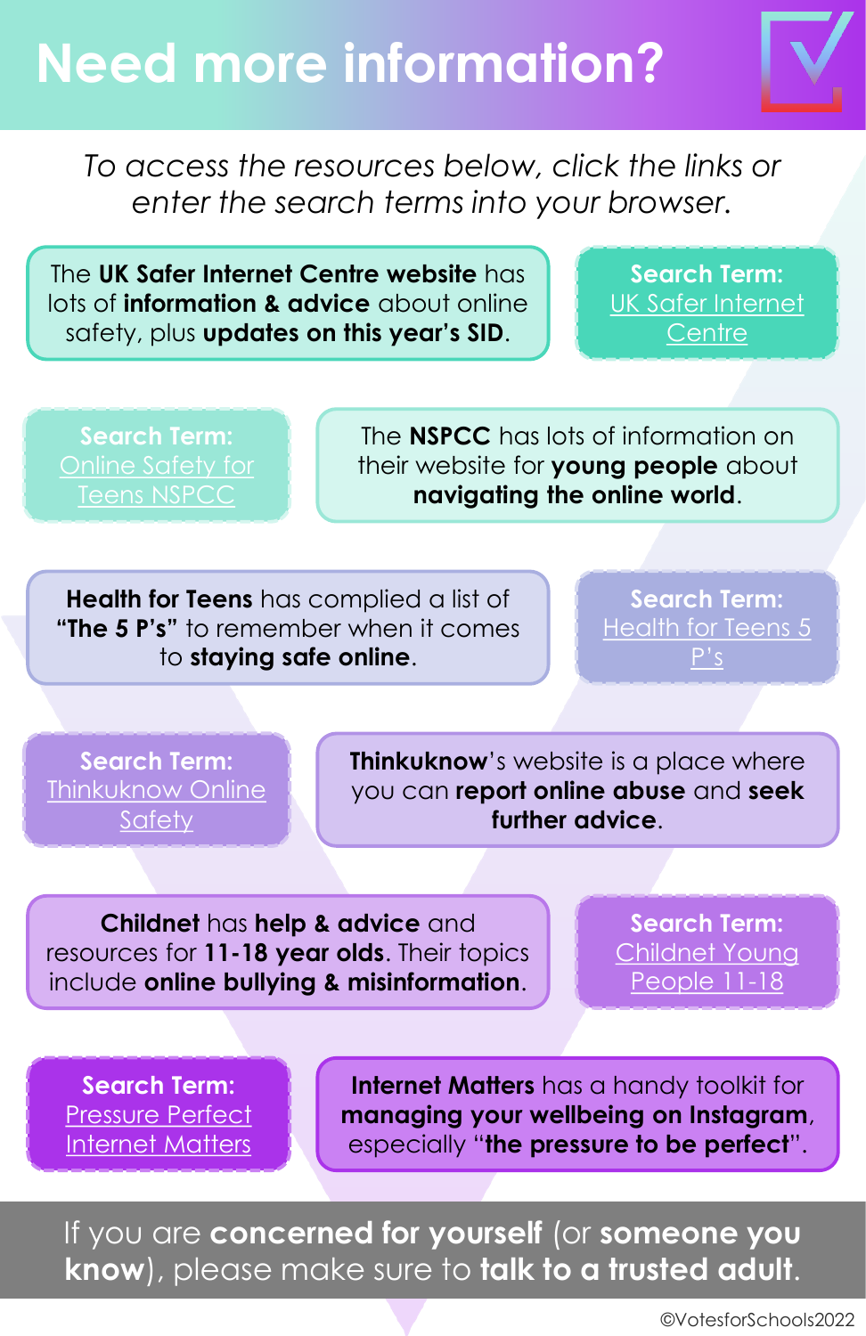# Need more information?

*To access the resources below, click the links or enter the search terms into your browser.*

The **UK Safer Internet Centre website** has lots of **information & advice** about online safety, plus **updates on this year's SID**.

**Search Term:** UK Safer Internet Centre

**Search Term:** Online Safety for Teens NSPCC

The **NSPCC** has lots of information on their website for **young people** about **navigating the online world**.

**Health for Teens** has complied a list of **"The 5 P's"** to remember when it comes to **staying safe online**.

**Search Term:** Health for Teens 5 P's

**Search Term:** Thinkuknow Online Safety

**Thinkuknow**'s website is a place where you can **report online abuse** and **seek further advice**.

**Childnet** has **help & advice** and resources for **11-18 year olds**. Their topics include **online bullying & misinformation**.

**Search Term:** Childnet Young People 11-18

**Search Term:** Pressure Perfect Internet Matters

**Internet Matters** has a handy toolkit for **managing your wellbeing on Instagram**, especially "**the pressure to be perfect**".

If you are **concerned for yourself** (or **someone you know**), please make sure to **talk to a trusted adult**.

©VotesforSchools2022